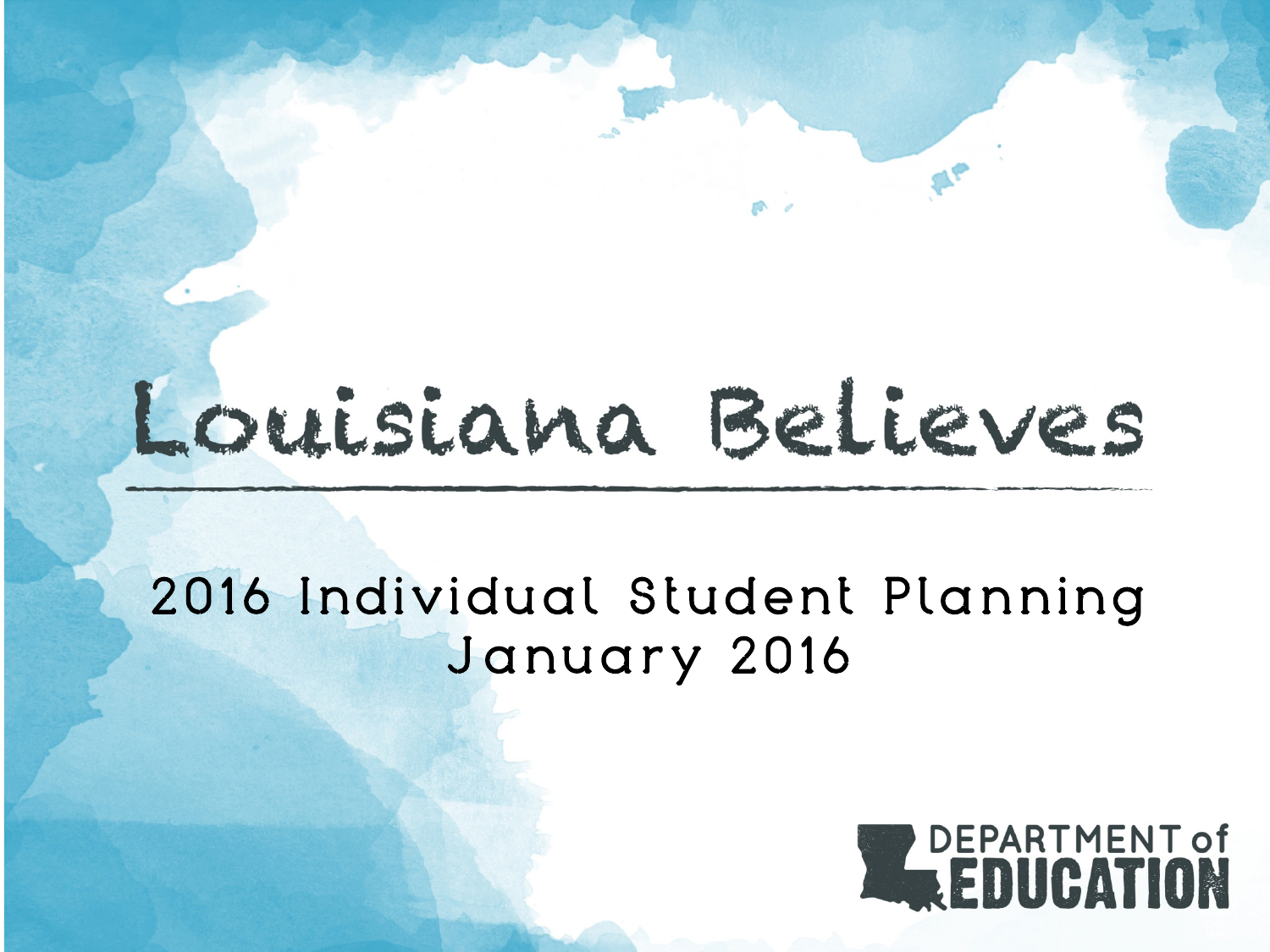# Louisiana Believes

## 2016 Individual Student Planning
January 2016

DEPARTMENT of EDUCATION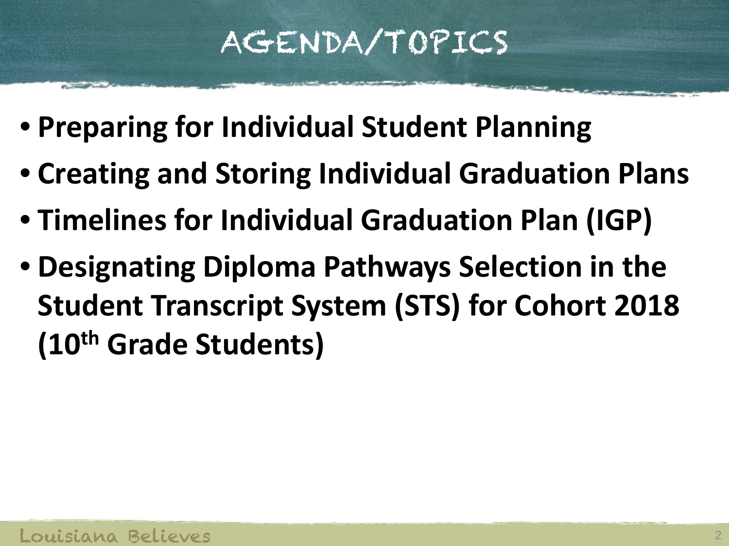# AGENDA/TOPICS

- **Preparing for Individual Student Planning**
- **Creating and Storing Individual Graduation Plans**
- **Timelines for Individual Graduation Plan (IGP)**
- **Designating Diploma Pathways Selection in the Student Transcript System (STS) for Cohort 2018 (10th Grade Students)**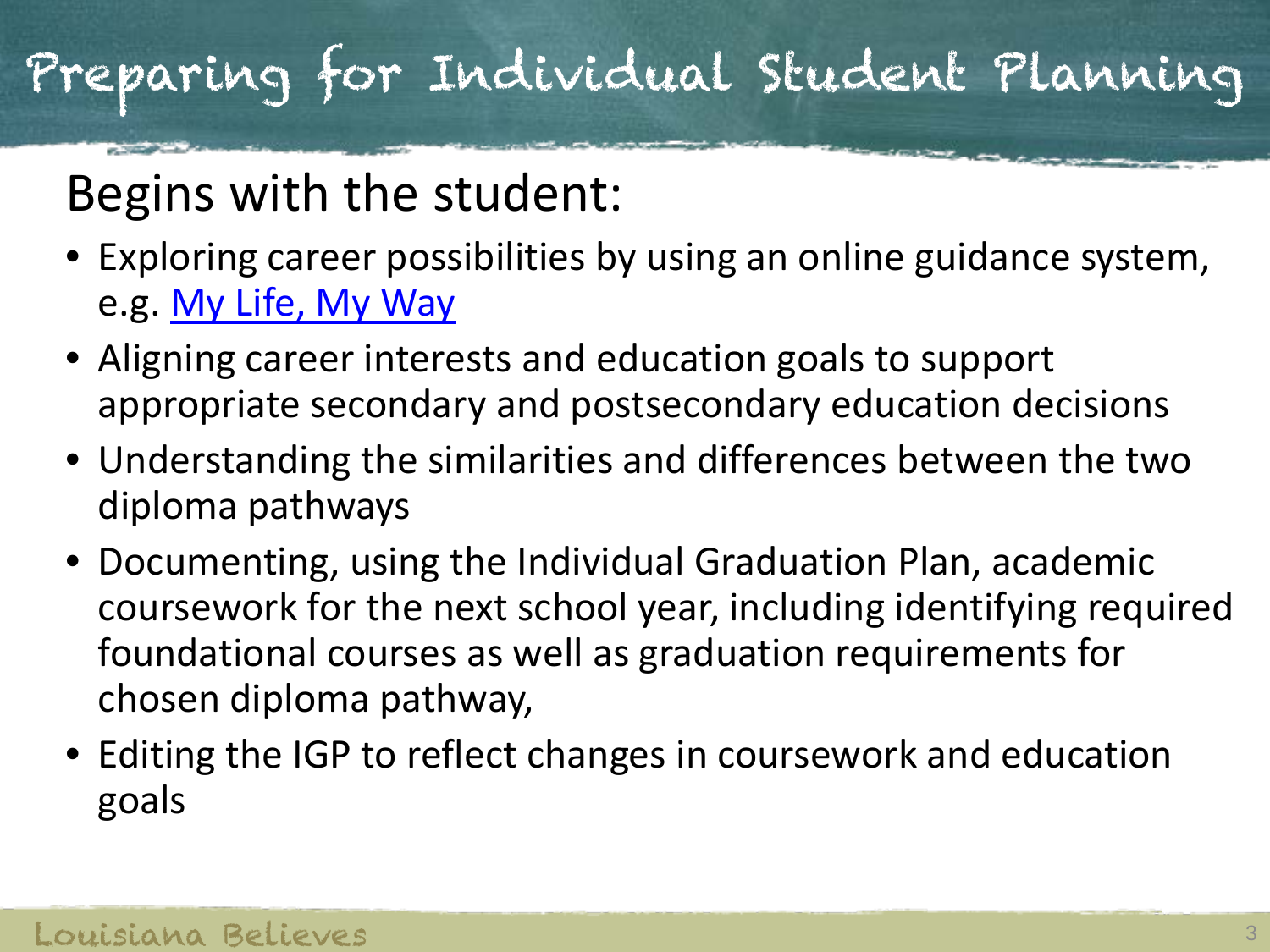# Preparing for Individual Student Planning

Begins with the student:

- Exploring career possibilities by using an online guidance system, e.g. My Life, My Way
- Aligning career interests and education goals to support appropriate secondary and postsecondary education decisions
- Understanding the similarities and differences between the two diploma pathways
- Documenting, using the Individual Graduation Plan, academic coursework for the next school year, including identifying required foundational courses as well as graduation requirements for chosen diploma pathway,
- Editing the IGP to reflect changes in coursework and education goals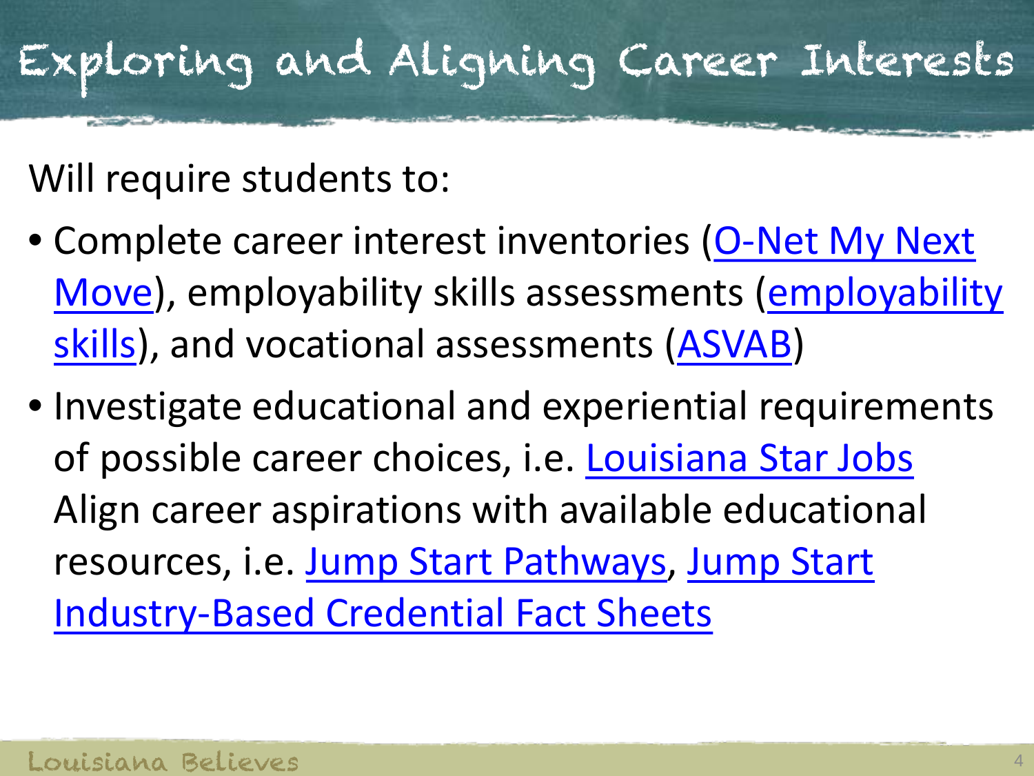# Exploring and Aligning Career Interests

Will require students to:

- Complete career interest inventories (O-Net My Next Move), employability skills assessments (employability skills), and vocational assessments (ASVAB)
- Investigate educational and experiential requirements of possible career choices, i.e. Louisiana Star Jobs Align career aspirations with available educational resources, i.e. Jump Start Pathways, Jump Start Industry-Based Credential Fact Sheets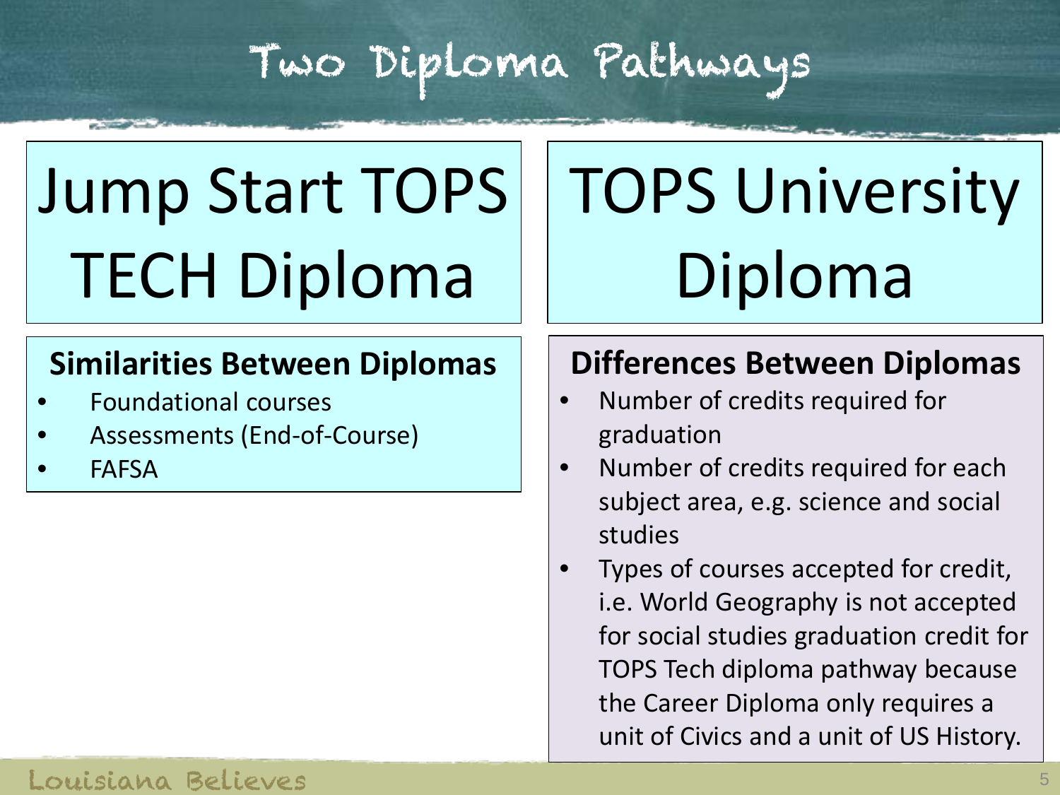# Two Diploma Pathways

## Jump Start TOPS TECH Diploma

## TOPS University Diploma

### Similarities Between Diplomas

- Foundational courses
- Assessments (End-of-Course)
- FAFSA

### Differences Between Diplomas

- Number of credits required for graduation
- Number of credits required for each subject area, e.g. science and social studies
- Types of courses accepted for credit, i.e. World Geography is not accepted for social studies graduation credit for TOPS Tech diploma pathway because the Career Diploma only requires a unit of Civics and a unit of US History.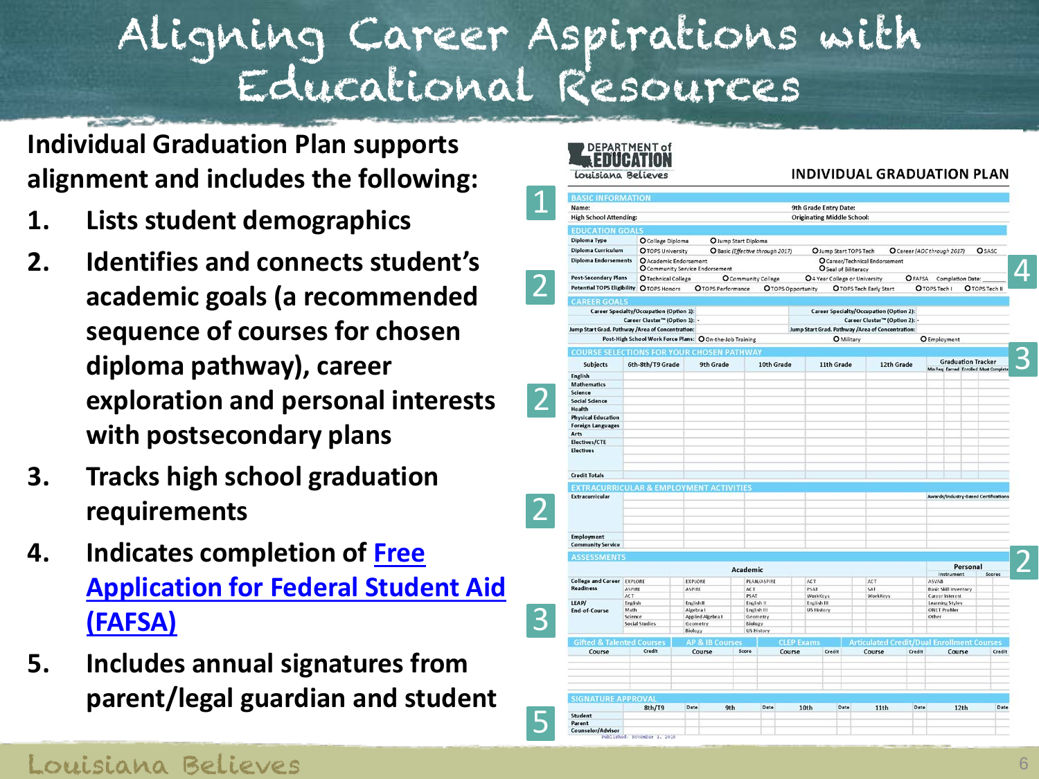# Aligning Career Aspirations with Educational Resources

**Individual Graduation Plan supports alignment and includes the following:**

1. **Lists student demographics**
2. **Identifies and connects student's academic goals (a recommended sequence of courses for chosen diploma pathway), career exploration and personal interests with postsecondary plans**
3. **Tracks high school graduation requirements**
4. **Indicates completion of [Free Application for Federal Student Aid (FAFSA)]**
5. **Includes annual signatures from parent/legal guardian and student**

DEPARTMENT of EDUCATION
Louisiana Believes

**INDIVIDUAL GRADUATION PLAN**

**BASIC INFORMATION** [1]

Name: | 9th Grade Entry Date:
High School Attending: | Originating Middle School:

**EDUCATION GOALS** [2] [4]

| | |
|---|---|
| Diploma Type | O College Diploma O Jump Start Diploma |
| Diploma Curriculum | O TOPS University O Basic (Effective through 2017) O Jump Start TOPS Tech O Career (AOC through 2017) O SASC |
| Diploma Endorsements | O Academic Endorsement O Community Service Endorsement O Career/Technical Endorsement O Seal of Biliteracy |
| Post-Secondary Plans | O Technical College O Community College O 4 Year College or University O FAFSA Completion Date: |
| Potential TOPS Eligibility | O TOPS Honors O TOPS Performance O TOPS Opportunity O TOPS Tech Early Start O TOPS Tech I O TOPS Tech II |

**CAREER GOALS**

Career Specialty/Occupation (Option 1): | Career Specialty/Occupation (Option 2):
Career Cluster™ (Option 1): - | Career Cluster™ (Option 2): -
Jump Start Grad. Pathway /Area of Concentration: | Jump Start Grad. Pathway /Area of Concentration:
Post-High School Work Force Plans: O On-the-Job Training O Military O Employment

**COURSE SELECTIONS FOR YOUR CHOSEN PATHWAY** [2] [3]

| Subjects | 6th-8th/T9 Grade | 9th Grade | 10th Grade | 11th Grade | 12th Grade | Graduation Tracker: Min Req | Earned | Enrolled | Must Complete |
|---|---|---|---|---|---|---|---|---|---|
| English | | | | | | | | | |
| Mathematics | | | | | | | | | |
| Science | | | | | | | | | |
| Social Science | | | | | | | | | |
| Health | | | | | | | | | |
| Physical Education | | | | | | | | | |
| Foreign Languages | | | | | | | | | |
| Arts | | | | | | | | | |
| Electives/CTE | | | | | | | | | |
| Electives | | | | | | | | | |
| Credit Totals | | | | | | | | | |

**EXTRACURRICULAR & EMPLOYMENT ACTIVITIES** [2]

Extracurricular | Awards/Industry-Based Certifications
Employment
Community Service

**ASSESSMENTS** [3] [2]

| | Academic | | | | | Personal: Instrument | Scores |
|---|---|---|---|---|---|---|---|
| College and Career Readiness | EXPLORE, ASPIRE, ACT | EXPLORE, ASPIRE | PLAN/ASPIRE, ACT, PSAT | ACT, PSAT, WorkKeys | ACT, SAT, WorkKeys | ASVAB, Basic Skill Inventory, Career Interest, Learning Styles, ONET Profiler, Other | |
| LEAP/End-of-Course | English, Math, Science, Social Studies | English II, Algebra I, Applied Algebra I, Geometry, Biology | English II, English III, Geometry, Biology, US History | English III, US History | | | |

| Gifted & Talented Courses: Course | Credit | AP & IB Courses: Course | Score | CLEP Exams: Course | Credit | Articulated Credit/Dual Enrollment Courses: Course | Credit | Course | Credit |
|---|---|---|---|---|---|---|---|---|---|
| | | | | | | | | | |

**SIGNATURE APPROVAL** [5]

| | 8th/T9 | Date | 9th | Date | 10th | Date | 11th | Date | 12th | Date |
|---|---|---|---|---|---|---|---|---|---|---|
| Student | | | | | | | | | | |
| Parent | | | | | | | | | | |
| Counselor/Advisor | | | | | | | | | | |

Published: November 1, 2016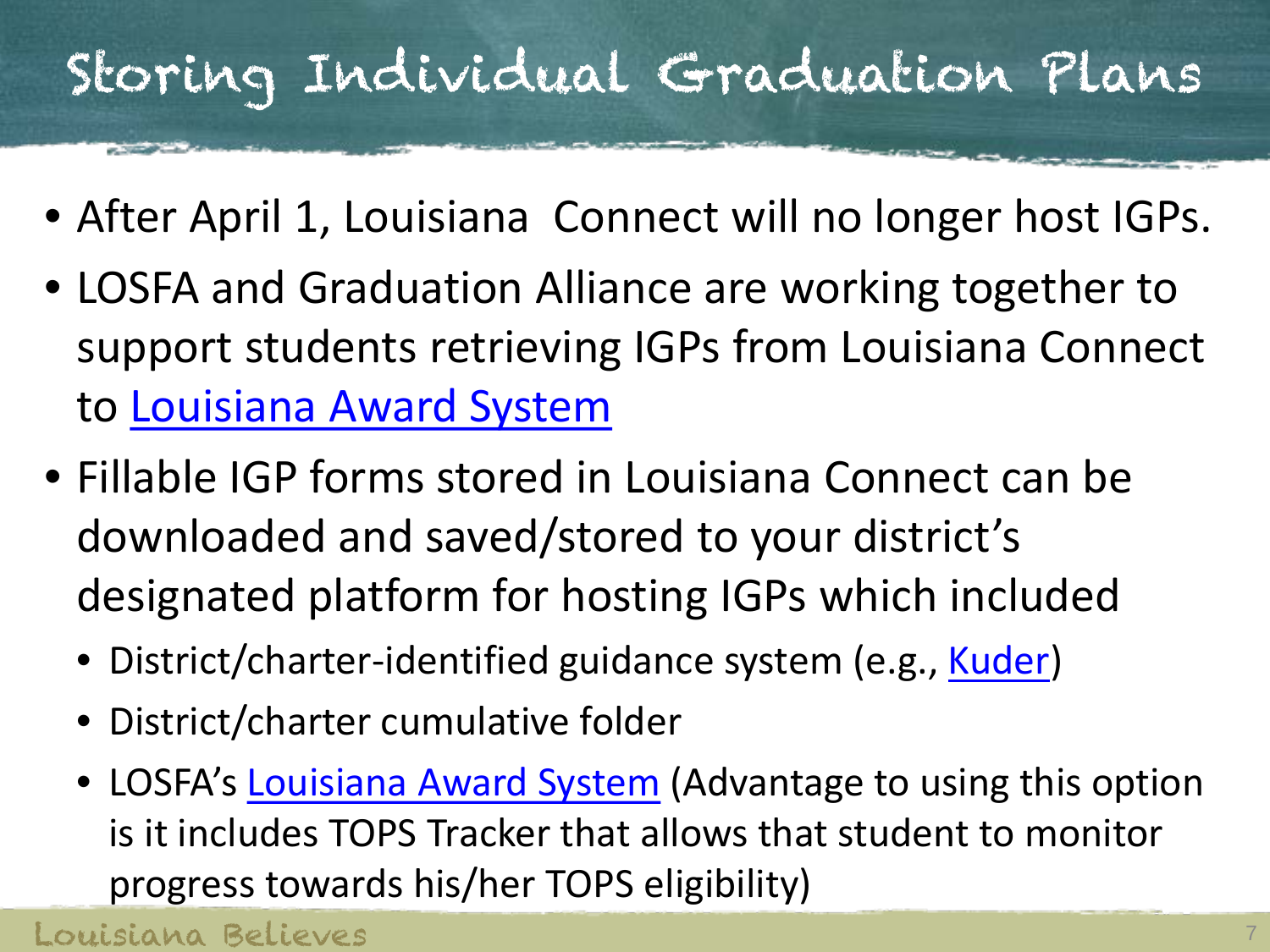# Storing Individual Graduation Plans

- After April 1, Louisiana Connect will no longer host IGPs.
- LOSFA and Graduation Alliance are working together to support students retrieving IGPs from Louisiana Connect to Louisiana Award System
- Fillable IGP forms stored in Louisiana Connect can be downloaded and saved/stored to your district's designated platform for hosting IGPs which included
  - District/charter-identified guidance system (e.g., Kuder)
  - District/charter cumulative folder
  - LOSFA's Louisiana Award System (Advantage to using this option is it includes TOPS Tracker that allows that student to monitor progress towards his/her TOPS eligibility)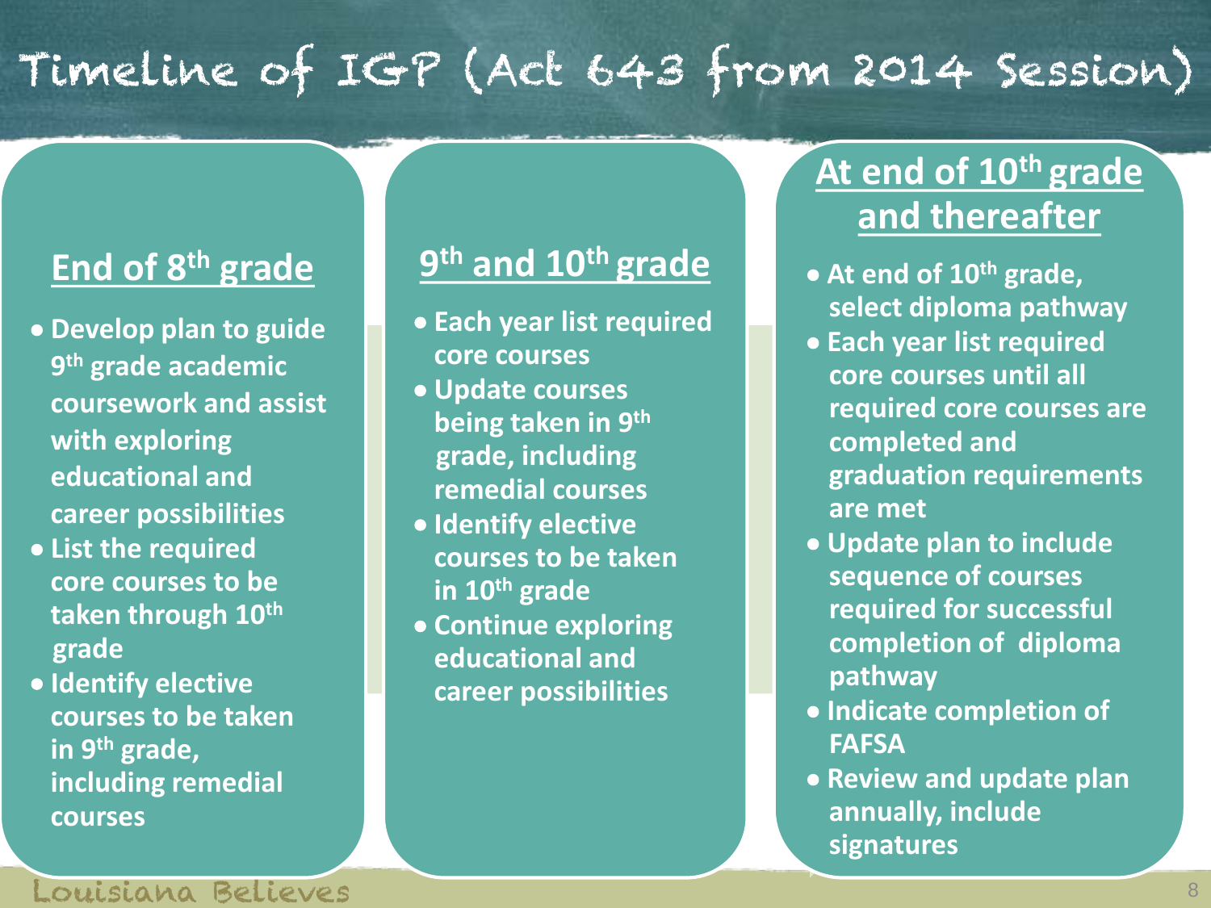# Timeline of IGP (Act 643 from 2014 Session)

## End of 8th grade

- Develop plan to guide 9th grade academic coursework and assist with exploring educational and career possibilities
- List the required core courses to be taken through 10th grade
- Identify elective courses to be taken in 9th grade, including remedial courses

## 9th and 10th grade

- Each year list required core courses
- Update courses being taken in 9th grade, including remedial courses
- Identify elective courses to be taken in 10th grade
- Continue exploring educational and career possibilities

## At end of 10th grade and thereafter

- At end of 10th grade, select diploma pathway
- Each year list required core courses until all required core courses are completed and graduation requirements are met
- Update plan to include sequence of courses required for successful completion of diploma pathway
- Indicate completion of FAFSA
- Review and update plan annually, include signatures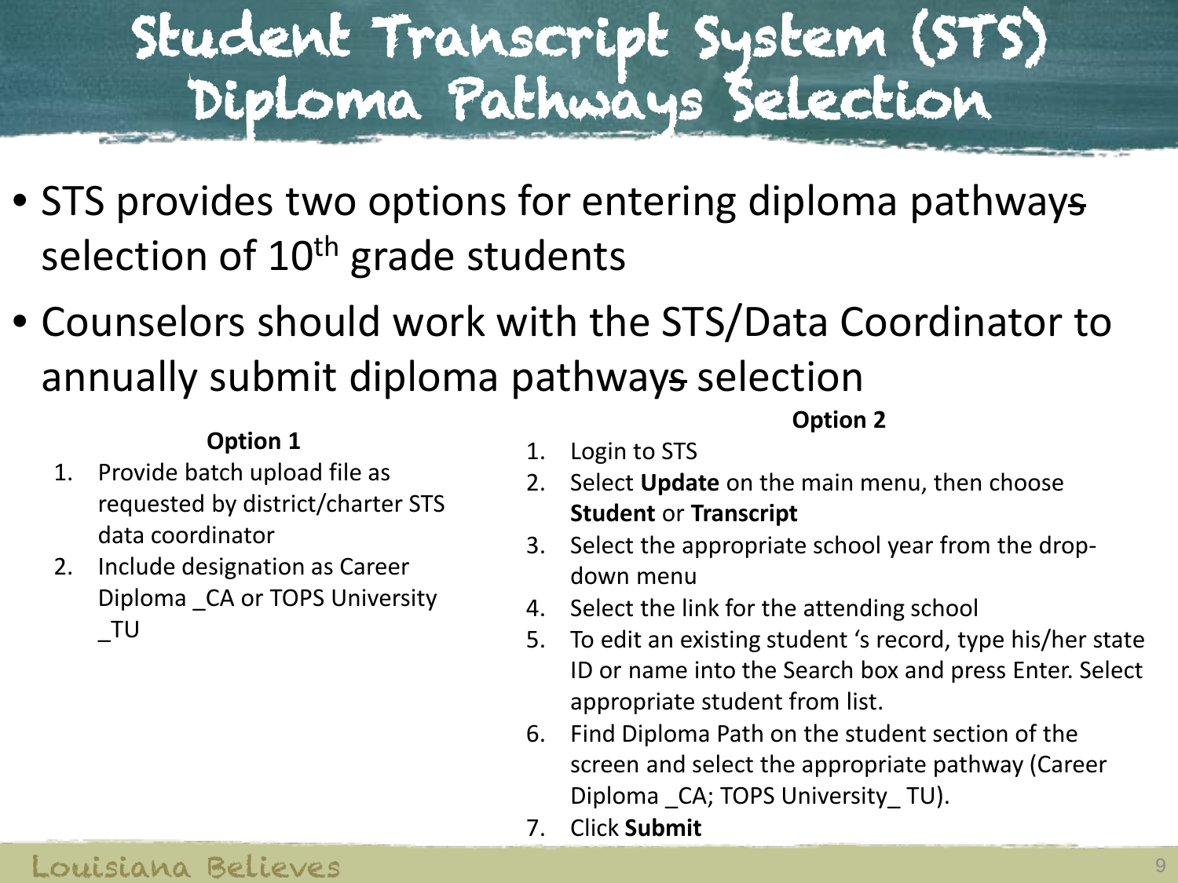# Student Transcript System (STS) Diploma Pathways Selection

- STS provides two options for entering diploma pathways selection of 10th grade students
- Counselors should work with the STS/Data Coordinator to annually submit diploma pathways selection

**Option 1**

1. Provide batch upload file as requested by district/charter STS data coordinator
2. Include designation as Career Diploma _CA or TOPS University _TU

**Option 2**

1. Login to STS
2. Select **Update** on the main menu, then choose **Student** or **Transcript**
3. Select the appropriate school year from the drop-down menu
4. Select the link for the attending school
5. To edit an existing student 's record, type his/her state ID or name into the Search box and press Enter. Select appropriate student from list.
6. Find Diploma Path on the student section of the screen and select the appropriate pathway (Career Diploma _CA; TOPS University_ TU).
7. Click **Submit**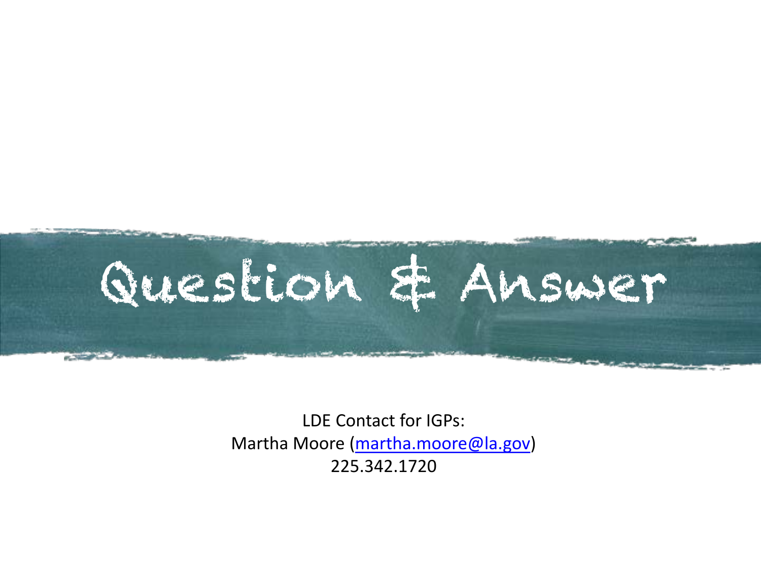# Question & Answer

LDE Contact for IGPs:
Martha Moore (martha.moore@la.gov)
225.342.1720